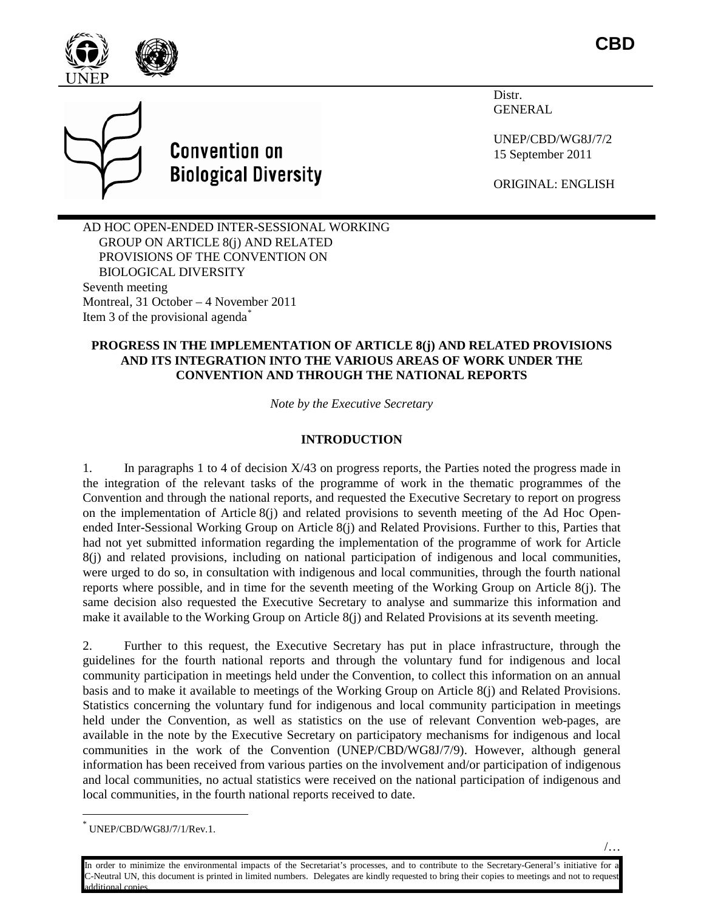CBD

Convention on Biological Diversity

Distr.
GENERAL

UNEP/CBD/WG8J/7/2
15 September 2011

ORIGINAL: ENGLISH

AD HOC OPEN-ENDED INTER-SESSIONAL WORKING GROUP ON ARTICLE 8(j) AND RELATED PROVISIONS OF THE CONVENTION ON BIOLOGICAL DIVERSITY
Seventh meeting
Montreal, 31 October – 4 November 2011
Item 3 of the provisional agenda*

# PROGRESS IN THE IMPLEMENTATION OF ARTICLE 8(j) AND RELATED PROVISIONS AND ITS INTEGRATION INTO THE VARIOUS AREAS OF WORK UNDER THE CONVENTION AND THROUGH THE NATIONAL REPORTS

*Note by the Executive Secretary*

## INTRODUCTION

1. In paragraphs 1 to 4 of decision X/43 on progress reports, the Parties noted the progress made in the integration of the relevant tasks of the programme of work in the thematic programmes of the Convention and through the national reports, and requested the Executive Secretary to report on progress on the implementation of Article 8(j) and related provisions to seventh meeting of the Ad Hoc Open-ended Inter-Sessional Working Group on Article 8(j) and Related Provisions. Further to this, Parties that had not yet submitted information regarding the implementation of the programme of work for Article 8(j) and related provisions, including on national participation of indigenous and local communities, were urged to do so, in consultation with indigenous and local communities, through the fourth national reports where possible, and in time for the seventh meeting of the Working Group on Article 8(j). The same decision also requested the Executive Secretary to analyse and summarize this information and make it available to the Working Group on Article 8(j) and Related Provisions at its seventh meeting.

2. Further to this request, the Executive Secretary has put in place infrastructure, through the guidelines for the fourth national reports and through the voluntary fund for indigenous and local community participation in meetings held under the Convention, to collect this information on an annual basis and to make it available to meetings of the Working Group on Article 8(j) and Related Provisions. Statistics concerning the voluntary fund for indigenous and local community participation in meetings held under the Convention, as well as statistics on the use of relevant Convention web-pages, are available in the note by the Executive Secretary on participatory mechanisms for indigenous and local communities in the work of the Convention (UNEP/CBD/WG8J/7/9). However, although general information has been received from various parties on the involvement and/or participation of indigenous and local communities, no actual statistics were received on the national participation of indigenous and local communities, in the fourth national reports received to date.

* UNEP/CBD/WG8J/7/1/Rev.1.

In order to minimize the environmental impacts of the Secretariat's processes, and to contribute to the Secretary-General's initiative for a C-Neutral UN, this document is printed in limited numbers. Delegates are kindly requested to bring their copies to meetings and not to request additional copies.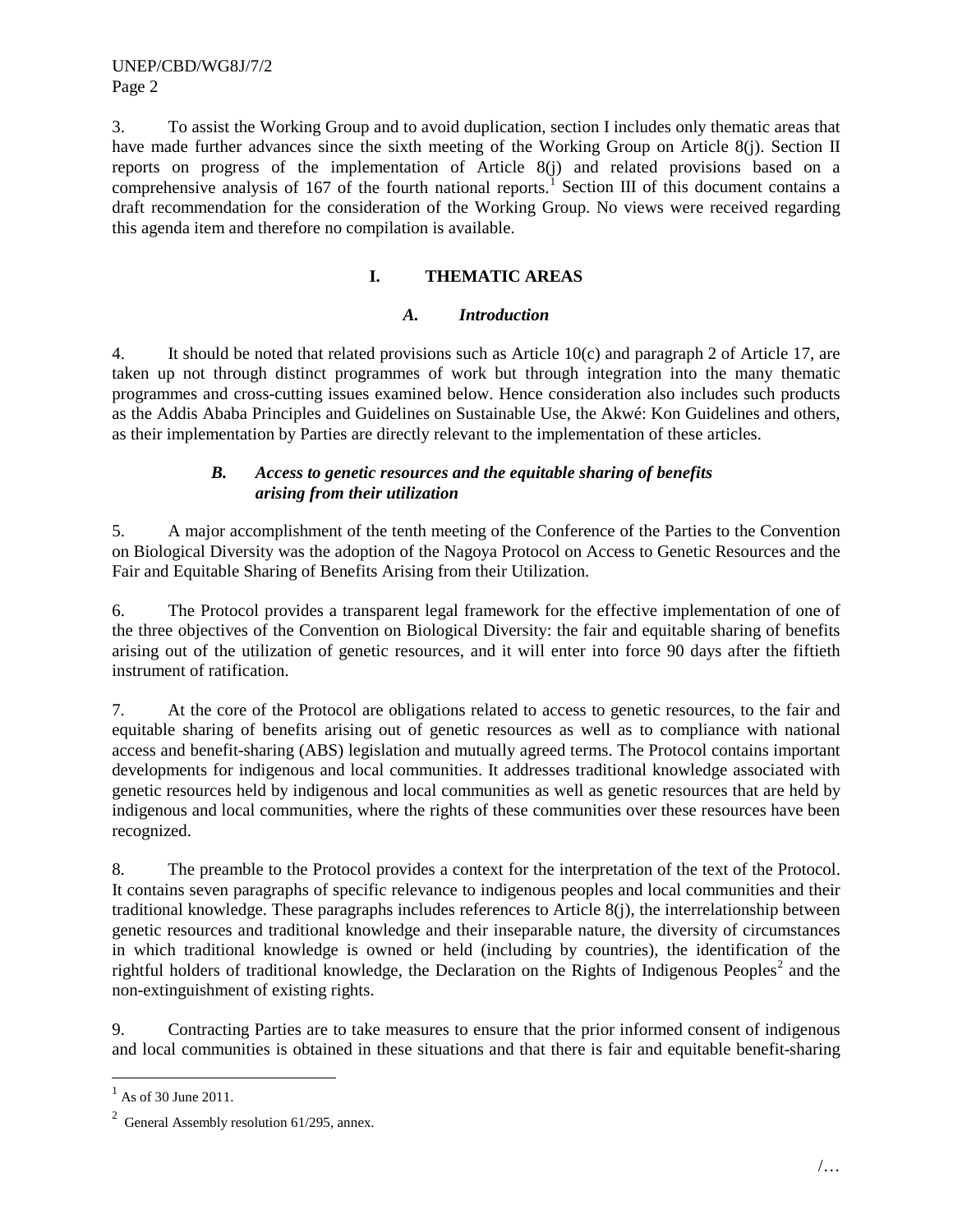3. To assist the Working Group and to avoid duplication, section I includes only thematic areas that have made further advances since the sixth meeting of the Working Group on Article 8(j). Section II reports on progress of the implementation of Article 8(j) and related provisions based on a comprehensive analysis of 167 of the fourth national reports.[1] Section III of this document contains a draft recommendation for the consideration of the Working Group. No views were received regarding this agenda item and therefore no compilation is available.

## I. THEMATIC AREAS

### *A. Introduction*

4. It should be noted that related provisions such as Article 10(c) and paragraph 2 of Article 17, are taken up not through distinct programmes of work but through integration into the many thematic programmes and cross-cutting issues examined below. Hence consideration also includes such products as the Addis Ababa Principles and Guidelines on Sustainable Use, the Akwé: Kon Guidelines and others, as their implementation by Parties are directly relevant to the implementation of these articles.

### *B. Access to genetic resources and the equitable sharing of benefits arising from their utilization*

5. A major accomplishment of the tenth meeting of the Conference of the Parties to the Convention on Biological Diversity was the adoption of the Nagoya Protocol on Access to Genetic Resources and the Fair and Equitable Sharing of Benefits Arising from their Utilization.

6. The Protocol provides a transparent legal framework for the effective implementation of one of the three objectives of the Convention on Biological Diversity: the fair and equitable sharing of benefits arising out of the utilization of genetic resources, and it will enter into force 90 days after the fiftieth instrument of ratification.

7. At the core of the Protocol are obligations related to access to genetic resources, to the fair and equitable sharing of benefits arising out of genetic resources as well as to compliance with national access and benefit-sharing (ABS) legislation and mutually agreed terms. The Protocol contains important developments for indigenous and local communities. It addresses traditional knowledge associated with genetic resources held by indigenous and local communities as well as genetic resources that are held by indigenous and local communities, where the rights of these communities over these resources have been recognized.

8. The preamble to the Protocol provides a context for the interpretation of the text of the Protocol. It contains seven paragraphs of specific relevance to indigenous peoples and local communities and their traditional knowledge. These paragraphs includes references to Article 8(j), the interrelationship between genetic resources and traditional knowledge and their inseparable nature, the diversity of circumstances in which traditional knowledge is owned or held (including by countries), the identification of the rightful holders of traditional knowledge, the Declaration on the Rights of Indigenous Peoples[2] and the non-extinguishment of existing rights.

9. Contracting Parties are to take measures to ensure that the prior informed consent of indigenous and local communities is obtained in these situations and that there is fair and equitable benefit-sharing

---

[1] As of 30 June 2011.

[2] General Assembly resolution 61/295, annex.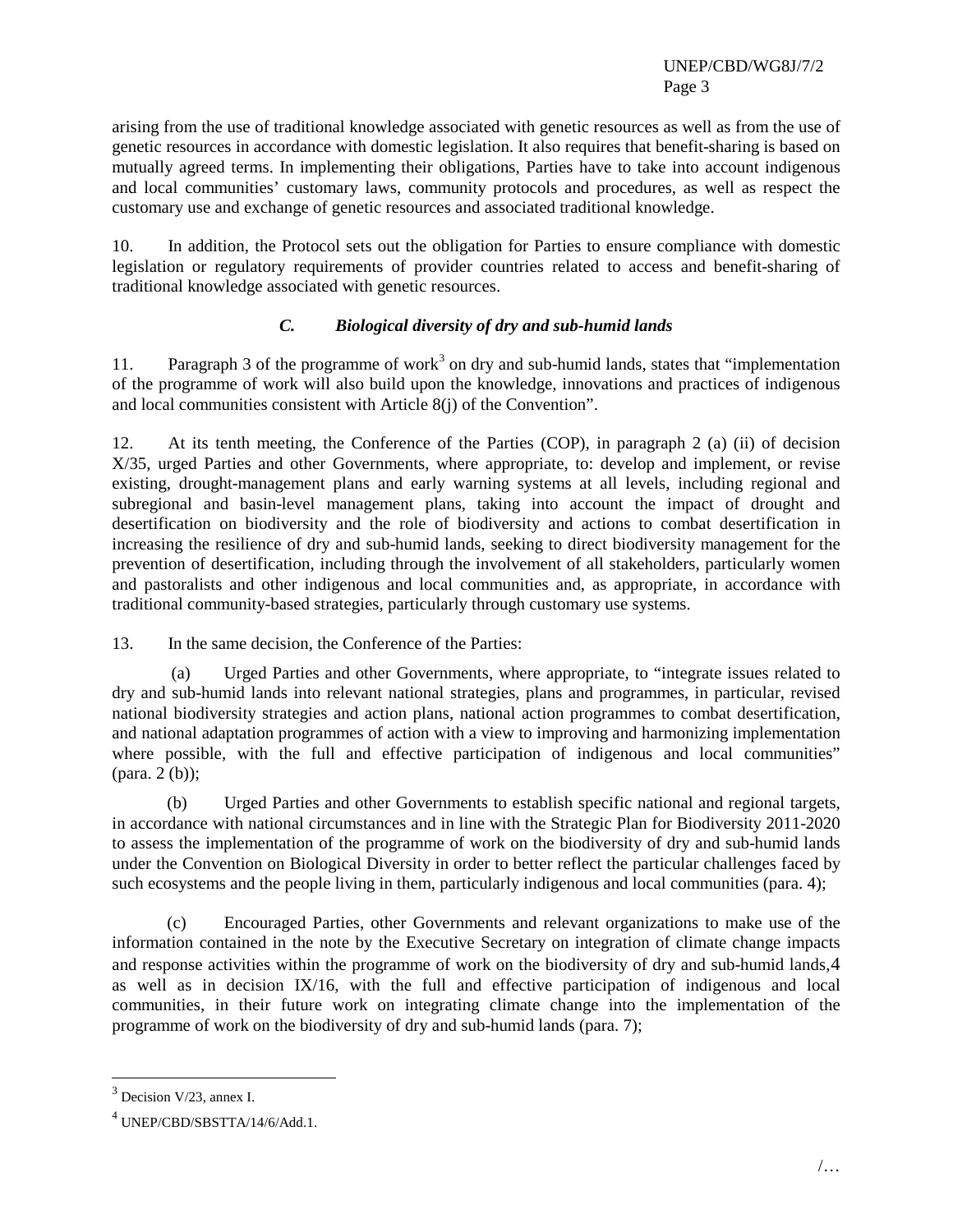arising from the use of traditional knowledge associated with genetic resources as well as from the use of genetic resources in accordance with domestic legislation. It also requires that benefit-sharing is based on mutually agreed terms. In implementing their obligations, Parties have to take into account indigenous and local communities' customary laws, community protocols and procedures, as well as respect the customary use and exchange of genetic resources and associated traditional knowledge.

10. In addition, the Protocol sets out the obligation for Parties to ensure compliance with domestic legislation or regulatory requirements of provider countries related to access and benefit-sharing of traditional knowledge associated with genetic resources.

### *C. Biological diversity of dry and sub-humid lands*

11. Paragraph 3 of the programme of work[3] on dry and sub-humid lands, states that "implementation of the programme of work will also build upon the knowledge, innovations and practices of indigenous and local communities consistent with Article 8(j) of the Convention".

12. At its tenth meeting, the Conference of the Parties (COP), in paragraph 2 (a) (ii) of decision X/35, urged Parties and other Governments, where appropriate, to: develop and implement, or revise existing, drought-management plans and early warning systems at all levels, including regional and subregional and basin-level management plans, taking into account the impact of drought and desertification on biodiversity and the role of biodiversity and actions to combat desertification in increasing the resilience of dry and sub-humid lands, seeking to direct biodiversity management for the prevention of desertification, including through the involvement of all stakeholders, particularly women and pastoralists and other indigenous and local communities and, as appropriate, in accordance with traditional community-based strategies, particularly through customary use systems.

13. In the same decision, the Conference of the Parties:

(a) Urged Parties and other Governments, where appropriate, to "integrate issues related to dry and sub-humid lands into relevant national strategies, plans and programmes, in particular, revised national biodiversity strategies and action plans, national action programmes to combat desertification, and national adaptation programmes of action with a view to improving and harmonizing implementation where possible, with the full and effective participation of indigenous and local communities" (para. 2 (b));

(b) Urged Parties and other Governments to establish specific national and regional targets, in accordance with national circumstances and in line with the Strategic Plan for Biodiversity 2011-2020 to assess the implementation of the programme of work on the biodiversity of dry and sub-humid lands under the Convention on Biological Diversity in order to better reflect the particular challenges faced by such ecosystems and the people living in them, particularly indigenous and local communities (para. 4);

(c) Encouraged Parties, other Governments and relevant organizations to make use of the information contained in the note by the Executive Secretary on integration of climate change impacts and response activities within the programme of work on the biodiversity of dry and sub-humid lands,[4] as well as in decision IX/16, with the full and effective participation of indigenous and local communities, in their future work on integrating climate change into the implementation of the programme of work on the biodiversity of dry and sub-humid lands (para. 7);

---

[3] Decision V/23, annex I.

[4] UNEP/CBD/SBSTTA/14/6/Add.1.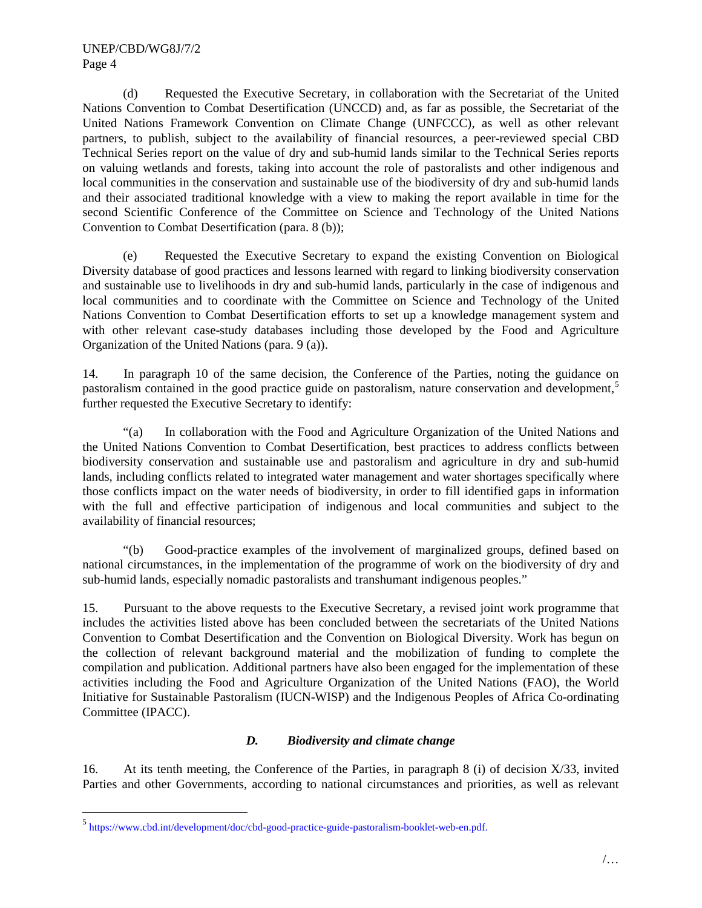(d) Requested the Executive Secretary, in collaboration with the Secretariat of the United Nations Convention to Combat Desertification (UNCCD) and, as far as possible, the Secretariat of the United Nations Framework Convention on Climate Change (UNFCCC), as well as other relevant partners, to publish, subject to the availability of financial resources, a peer-reviewed special CBD Technical Series report on the value of dry and sub-humid lands similar to the Technical Series reports on valuing wetlands and forests, taking into account the role of pastoralists and other indigenous and local communities in the conservation and sustainable use of the biodiversity of dry and sub-humid lands and their associated traditional knowledge with a view to making the report available in time for the second Scientific Conference of the Committee on Science and Technology of the United Nations Convention to Combat Desertification (para. 8 (b));

(e) Requested the Executive Secretary to expand the existing Convention on Biological Diversity database of good practices and lessons learned with regard to linking biodiversity conservation and sustainable use to livelihoods in dry and sub-humid lands, particularly in the case of indigenous and local communities and to coordinate with the Committee on Science and Technology of the United Nations Convention to Combat Desertification efforts to set up a knowledge management system and with other relevant case-study databases including those developed by the Food and Agriculture Organization of the United Nations (para. 9 (a)).

14. In paragraph 10 of the same decision, the Conference of the Parties, noting the guidance on pastoralism contained in the good practice guide on pastoralism, nature conservation and development,[5] further requested the Executive Secretary to identify:

"(a) In collaboration with the Food and Agriculture Organization of the United Nations and the United Nations Convention to Combat Desertification, best practices to address conflicts between biodiversity conservation and sustainable use and pastoralism and agriculture in dry and sub-humid lands, including conflicts related to integrated water management and water shortages specifically where those conflicts impact on the water needs of biodiversity, in order to fill identified gaps in information with the full and effective participation of indigenous and local communities and subject to the availability of financial resources;

"(b) Good-practice examples of the involvement of marginalized groups, defined based on national circumstances, in the implementation of the programme of work on the biodiversity of dry and sub-humid lands, especially nomadic pastoralists and transhumant indigenous peoples."

15. Pursuant to the above requests to the Executive Secretary, a revised joint work programme that includes the activities listed above has been concluded between the secretariats of the United Nations Convention to Combat Desertification and the Convention on Biological Diversity. Work has begun on the collection of relevant background material and the mobilization of funding to complete the compilation and publication. Additional partners have also been engaged for the implementation of these activities including the Food and Agriculture Organization of the United Nations (FAO), the World Initiative for Sustainable Pastoralism (IUCN-WISP) and the Indigenous Peoples of Africa Co-ordinating Committee (IPACC).

### *D. Biodiversity and climate change*

16. At its tenth meeting, the Conference of the Parties, in paragraph 8 (i) of decision X/33, invited Parties and other Governments, according to national circumstances and priorities, as well as relevant

---

[5] https://www.cbd.int/development/doc/cbd-good-practice-guide-pastoralism-booklet-web-en.pdf.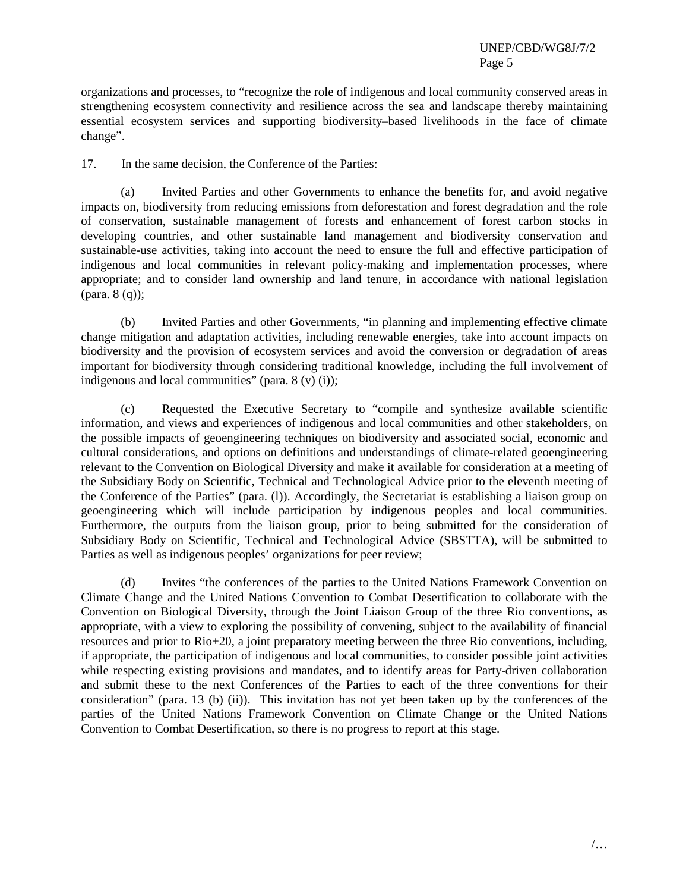organizations and processes, to "recognize the role of indigenous and local community conserved areas in strengthening ecosystem connectivity and resilience across the sea and landscape thereby maintaining essential ecosystem services and supporting biodiversity–based livelihoods in the face of climate change".

17. In the same decision, the Conference of the Parties:

(a) Invited Parties and other Governments to enhance the benefits for, and avoid negative impacts on, biodiversity from reducing emissions from deforestation and forest degradation and the role of conservation, sustainable management of forests and enhancement of forest carbon stocks in developing countries, and other sustainable land management and biodiversity conservation and sustainable-use activities, taking into account the need to ensure the full and effective participation of indigenous and local communities in relevant policy-making and implementation processes, where appropriate; and to consider land ownership and land tenure, in accordance with national legislation (para. 8 (q));

(b) Invited Parties and other Governments, "in planning and implementing effective climate change mitigation and adaptation activities, including renewable energies, take into account impacts on biodiversity and the provision of ecosystem services and avoid the conversion or degradation of areas important for biodiversity through considering traditional knowledge, including the full involvement of indigenous and local communities" (para. 8 (v) (i));

(c) Requested the Executive Secretary to "compile and synthesize available scientific information, and views and experiences of indigenous and local communities and other stakeholders, on the possible impacts of geoengineering techniques on biodiversity and associated social, economic and cultural considerations, and options on definitions and understandings of climate-related geoengineering relevant to the Convention on Biological Diversity and make it available for consideration at a meeting of the Subsidiary Body on Scientific, Technical and Technological Advice prior to the eleventh meeting of the Conference of the Parties" (para. (l)). Accordingly, the Secretariat is establishing a liaison group on geoengineering which will include participation by indigenous peoples and local communities. Furthermore, the outputs from the liaison group, prior to being submitted for the consideration of Subsidiary Body on Scientific, Technical and Technological Advice (SBSTTA), will be submitted to Parties as well as indigenous peoples' organizations for peer review;

(d) Invites "the conferences of the parties to the United Nations Framework Convention on Climate Change and the United Nations Convention to Combat Desertification to collaborate with the Convention on Biological Diversity, through the Joint Liaison Group of the three Rio conventions, as appropriate, with a view to exploring the possibility of convening, subject to the availability of financial resources and prior to Rio+20, a joint preparatory meeting between the three Rio conventions, including, if appropriate, the participation of indigenous and local communities, to consider possible joint activities while respecting existing provisions and mandates, and to identify areas for Party-driven collaboration and submit these to the next Conferences of the Parties to each of the three conventions for their consideration" (para. 13 (b) (ii)). This invitation has not yet been taken up by the conferences of the parties of the United Nations Framework Convention on Climate Change or the United Nations Convention to Combat Desertification, so there is no progress to report at this stage.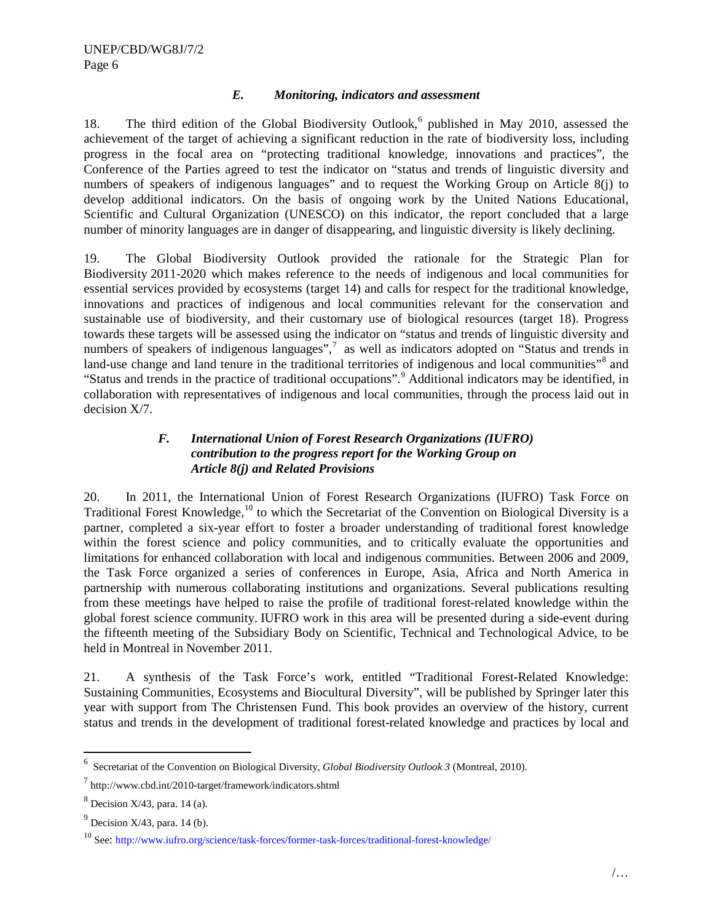### *E. Monitoring, indicators and assessment*

18. The third edition of the Global Biodiversity Outlook,[6] published in May 2010, assessed the achievement of the target of achieving a significant reduction in the rate of biodiversity loss, including progress in the focal area on "protecting traditional knowledge, innovations and practices", the Conference of the Parties agreed to test the indicator on "status and trends of linguistic diversity and numbers of speakers of indigenous languages" and to request the Working Group on Article 8(j) to develop additional indicators. On the basis of ongoing work by the United Nations Educational, Scientific and Cultural Organization (UNESCO) on this indicator, the report concluded that a large number of minority languages are in danger of disappearing, and linguistic diversity is likely declining.

19. The Global Biodiversity Outlook provided the rationale for the Strategic Plan for Biodiversity 2011-2020 which makes reference to the needs of indigenous and local communities for essential services provided by ecosystems (target 14) and calls for respect for the traditional knowledge, innovations and practices of indigenous and local communities relevant for the conservation and sustainable use of biodiversity, and their customary use of biological resources (target 18). Progress towards these targets will be assessed using the indicator on "status and trends of linguistic diversity and numbers of speakers of indigenous languages",[7] as well as indicators adopted on "Status and trends in land-use change and land tenure in the traditional territories of indigenous and local communities"[8] and "Status and trends in the practice of traditional occupations".[9] Additional indicators may be identified, in collaboration with representatives of indigenous and local communities, through the process laid out in decision X/7.

### *F. International Union of Forest Research Organizations (IUFRO) contribution to the progress report for the Working Group on Article 8(j) and Related Provisions*

20. In 2011, the International Union of Forest Research Organizations (IUFRO) Task Force on Traditional Forest Knowledge,[10] to which the Secretariat of the Convention on Biological Diversity is a partner, completed a six-year effort to foster a broader understanding of traditional forest knowledge within the forest science and policy communities, and to critically evaluate the opportunities and limitations for enhanced collaboration with local and indigenous communities. Between 2006 and 2009, the Task Force organized a series of conferences in Europe, Asia, Africa and North America in partnership with numerous collaborating institutions and organizations. Several publications resulting from these meetings have helped to raise the profile of traditional forest-related knowledge within the global forest science community. IUFRO work in this area will be presented during a side-event during the fifteenth meeting of the Subsidiary Body on Scientific, Technical and Technological Advice, to be held in Montreal in November 2011.

21. A synthesis of the Task Force's work, entitled "Traditional Forest-Related Knowledge: Sustaining Communities, Ecosystems and Biocultural Diversity", will be published by Springer later this year with support from The Christensen Fund. This book provides an overview of the history, current status and trends in the development of traditional forest-related knowledge and practices by local and

---

[6] Secretariat of the Convention on Biological Diversity, *Global Biodiversity Outlook 3* (Montreal, 2010).

[7] http://www.cbd.int/2010-target/framework/indicators.shtml

[8] Decision X/43, para. 14 (a).

[9] Decision X/43, para. 14 (b).

[10] See: http://www.iufro.org/science/task-forces/former-task-forces/traditional-forest-knowledge/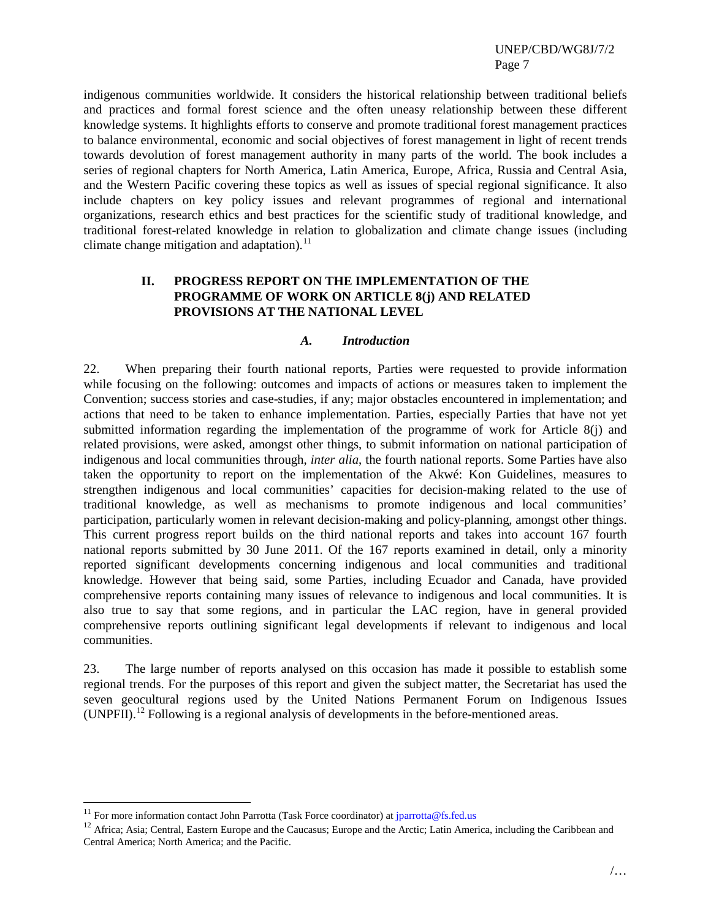indigenous communities worldwide. It considers the historical relationship between traditional beliefs and practices and formal forest science and the often uneasy relationship between these different knowledge systems. It highlights efforts to conserve and promote traditional forest management practices to balance environmental, economic and social objectives of forest management in light of recent trends towards devolution of forest management authority in many parts of the world. The book includes a series of regional chapters for North America, Latin America, Europe, Africa, Russia and Central Asia, and the Western Pacific covering these topics as well as issues of special regional significance. It also include chapters on key policy issues and relevant programmes of regional and international organizations, research ethics and best practices for the scientific study of traditional knowledge, and traditional forest-related knowledge in relation to globalization and climate change issues (including climate change mitigation and adaptation).[11]

## II. PROGRESS REPORT ON THE IMPLEMENTATION OF THE PROGRAMME OF WORK ON ARTICLE 8(j) AND RELATED PROVISIONS AT THE NATIONAL LEVEL

### *A. Introduction*

22. When preparing their fourth national reports, Parties were requested to provide information while focusing on the following: outcomes and impacts of actions or measures taken to implement the Convention; success stories and case-studies, if any; major obstacles encountered in implementation; and actions that need to be taken to enhance implementation. Parties, especially Parties that have not yet submitted information regarding the implementation of the programme of work for Article 8(j) and related provisions, were asked, amongst other things, to submit information on national participation of indigenous and local communities through, *inter alia*, the fourth national reports. Some Parties have also taken the opportunity to report on the implementation of the Akwé: Kon Guidelines, measures to strengthen indigenous and local communities' capacities for decision-making related to the use of traditional knowledge, as well as mechanisms to promote indigenous and local communities' participation, particularly women in relevant decision-making and policy-planning, amongst other things. This current progress report builds on the third national reports and takes into account 167 fourth national reports submitted by 30 June 2011. Of the 167 reports examined in detail, only a minority reported significant developments concerning indigenous and local communities and traditional knowledge. However that being said, some Parties, including Ecuador and Canada, have provided comprehensive reports containing many issues of relevance to indigenous and local communities. It is also true to say that some regions, and in particular the LAC region, have in general provided comprehensive reports outlining significant legal developments if relevant to indigenous and local communities.

23. The large number of reports analysed on this occasion has made it possible to establish some regional trends. For the purposes of this report and given the subject matter, the Secretariat has used the seven geocultural regions used by the United Nations Permanent Forum on Indigenous Issues (UNPFII).[12] Following is a regional analysis of developments in the before-mentioned areas.

---

[11] For more information contact John Parrotta (Task Force coordinator) at jparrotta@fs.fed.us

[12] Africa; Asia; Central, Eastern Europe and the Caucasus; Europe and the Arctic; Latin America, including the Caribbean and Central America; North America; and the Pacific.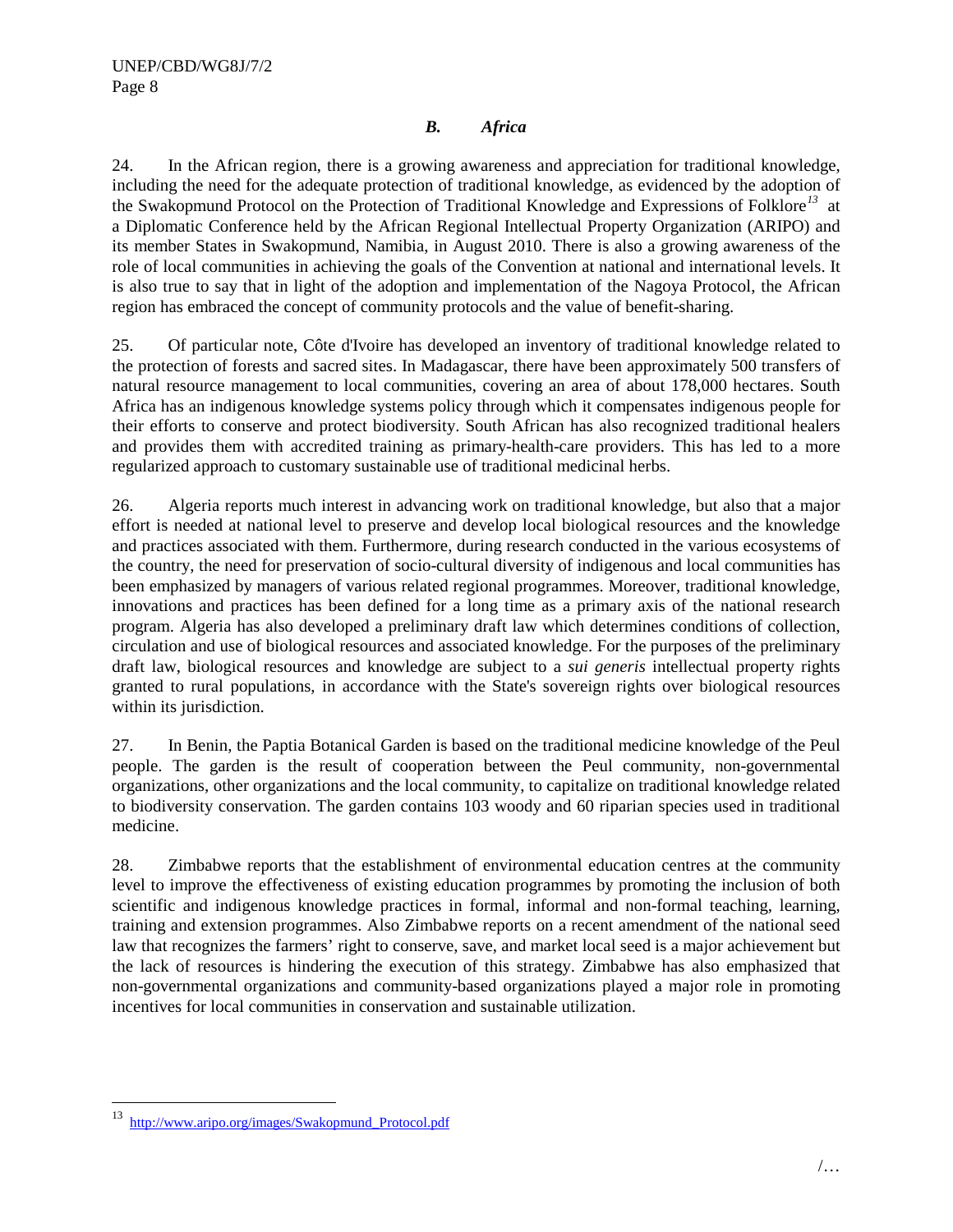### *B. Africa*

24. In the African region, there is a growing awareness and appreciation for traditional knowledge, including the need for the adequate protection of traditional knowledge, as evidenced by the adoption of the Swakopmund Protocol on the Protection of Traditional Knowledge and Expressions of Folklore[13] at a Diplomatic Conference held by the African Regional Intellectual Property Organization (ARIPO) and its member States in Swakopmund, Namibia, in August 2010. There is also a growing awareness of the role of local communities in achieving the goals of the Convention at national and international levels. It is also true to say that in light of the adoption and implementation of the Nagoya Protocol, the African region has embraced the concept of community protocols and the value of benefit-sharing.

25. Of particular note, Côte d'Ivoire has developed an inventory of traditional knowledge related to the protection of forests and sacred sites. In Madagascar, there have been approximately 500 transfers of natural resource management to local communities, covering an area of about 178,000 hectares. South Africa has an indigenous knowledge systems policy through which it compensates indigenous people for their efforts to conserve and protect biodiversity. South African has also recognized traditional healers and provides them with accredited training as primary-health-care providers. This has led to a more regularized approach to customary sustainable use of traditional medicinal herbs.

26. Algeria reports much interest in advancing work on traditional knowledge, but also that a major effort is needed at national level to preserve and develop local biological resources and the knowledge and practices associated with them. Furthermore, during research conducted in the various ecosystems of the country, the need for preservation of socio-cultural diversity of indigenous and local communities has been emphasized by managers of various related regional programmes. Moreover, traditional knowledge, innovations and practices has been defined for a long time as a primary axis of the national research program. Algeria has also developed a preliminary draft law which determines conditions of collection, circulation and use of biological resources and associated knowledge. For the purposes of the preliminary draft law, biological resources and knowledge are subject to a *sui generis* intellectual property rights granted to rural populations, in accordance with the State's sovereign rights over biological resources within its jurisdiction.

27. In Benin, the Paptia Botanical Garden is based on the traditional medicine knowledge of the Peul people. The garden is the result of cooperation between the Peul community, non-governmental organizations, other organizations and the local community, to capitalize on traditional knowledge related to biodiversity conservation. The garden contains 103 woody and 60 riparian species used in traditional medicine.

28. Zimbabwe reports that the establishment of environmental education centres at the community level to improve the effectiveness of existing education programmes by promoting the inclusion of both scientific and indigenous knowledge practices in formal, informal and non-formal teaching, learning, training and extension programmes. Also Zimbabwe reports on a recent amendment of the national seed law that recognizes the farmers' right to conserve, save, and market local seed is a major achievement but the lack of resources is hindering the execution of this strategy. Zimbabwe has also emphasized that non-governmental organizations and community-based organizations played a major role in promoting incentives for local communities in conservation and sustainable utilization.

---

[13] http://www.aripo.org/images/Swakopmund_Protocol.pdf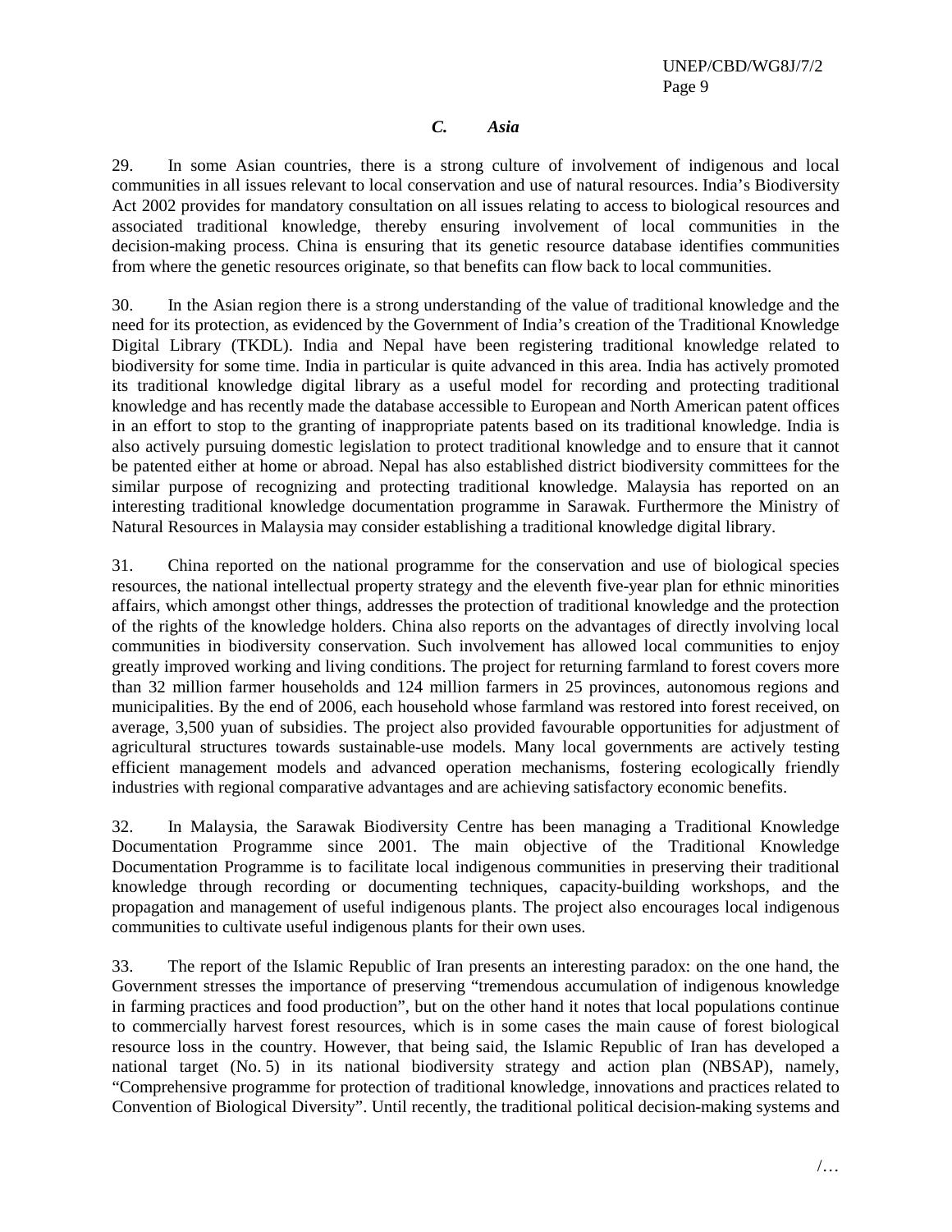### *C. Asia*

29. In some Asian countries, there is a strong culture of involvement of indigenous and local communities in all issues relevant to local conservation and use of natural resources. India's Biodiversity Act 2002 provides for mandatory consultation on all issues relating to access to biological resources and associated traditional knowledge, thereby ensuring involvement of local communities in the decision-making process. China is ensuring that its genetic resource database identifies communities from where the genetic resources originate, so that benefits can flow back to local communities.

30. In the Asian region there is a strong understanding of the value of traditional knowledge and the need for its protection, as evidenced by the Government of India's creation of the Traditional Knowledge Digital Library (TKDL). India and Nepal have been registering traditional knowledge related to biodiversity for some time. India in particular is quite advanced in this area. India has actively promoted its traditional knowledge digital library as a useful model for recording and protecting traditional knowledge and has recently made the database accessible to European and North American patent offices in an effort to stop to the granting of inappropriate patents based on its traditional knowledge. India is also actively pursuing domestic legislation to protect traditional knowledge and to ensure that it cannot be patented either at home or abroad. Nepal has also established district biodiversity committees for the similar purpose of recognizing and protecting traditional knowledge. Malaysia has reported on an interesting traditional knowledge documentation programme in Sarawak. Furthermore the Ministry of Natural Resources in Malaysia may consider establishing a traditional knowledge digital library.

31. China reported on the national programme for the conservation and use of biological species resources, the national intellectual property strategy and the eleventh five-year plan for ethnic minorities affairs, which amongst other things, addresses the protection of traditional knowledge and the protection of the rights of the knowledge holders. China also reports on the advantages of directly involving local communities in biodiversity conservation. Such involvement has allowed local communities to enjoy greatly improved working and living conditions. The project for returning farmland to forest covers more than 32 million farmer households and 124 million farmers in 25 provinces, autonomous regions and municipalities. By the end of 2006, each household whose farmland was restored into forest received, on average, 3,500 yuan of subsidies. The project also provided favourable opportunities for adjustment of agricultural structures towards sustainable-use models. Many local governments are actively testing efficient management models and advanced operation mechanisms, fostering ecologically friendly industries with regional comparative advantages and are achieving satisfactory economic benefits.

32. In Malaysia, the Sarawak Biodiversity Centre has been managing a Traditional Knowledge Documentation Programme since 2001. The main objective of the Traditional Knowledge Documentation Programme is to facilitate local indigenous communities in preserving their traditional knowledge through recording or documenting techniques, capacity-building workshops, and the propagation and management of useful indigenous plants. The project also encourages local indigenous communities to cultivate useful indigenous plants for their own uses.

33. The report of the Islamic Republic of Iran presents an interesting paradox: on the one hand, the Government stresses the importance of preserving "tremendous accumulation of indigenous knowledge in farming practices and food production", but on the other hand it notes that local populations continue to commercially harvest forest resources, which is in some cases the main cause of forest biological resource loss in the country. However, that being said, the Islamic Republic of Iran has developed a national target (No. 5) in its national biodiversity strategy and action plan (NBSAP), namely, "Comprehensive programme for protection of traditional knowledge, innovations and practices related to Convention of Biological Diversity". Until recently, the traditional political decision-making systems and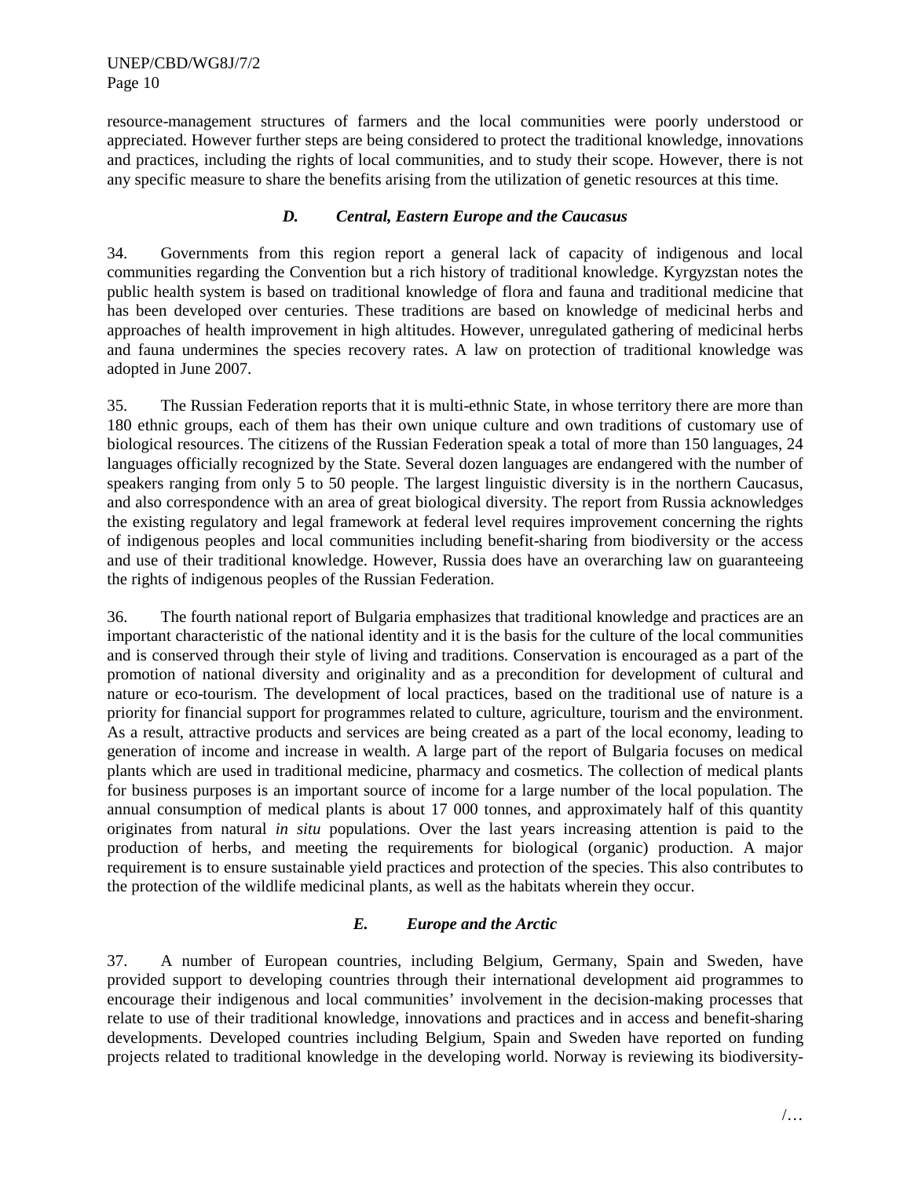resource-management structures of farmers and the local communities were poorly understood or appreciated. However further steps are being considered to protect the traditional knowledge, innovations and practices, including the rights of local communities, and to study their scope. However, there is not any specific measure to share the benefits arising from the utilization of genetic resources at this time.

### *D. Central, Eastern Europe and the Caucasus*

34. Governments from this region report a general lack of capacity of indigenous and local communities regarding the Convention but a rich history of traditional knowledge. Kyrgyzstan notes the public health system is based on traditional knowledge of flora and fauna and traditional medicine that has been developed over centuries. These traditions are based on knowledge of medicinal herbs and approaches of health improvement in high altitudes. However, unregulated gathering of medicinal herbs and fauna undermines the species recovery rates. A law on protection of traditional knowledge was adopted in June 2007.

35. The Russian Federation reports that it is multi-ethnic State, in whose territory there are more than 180 ethnic groups, each of them has their own unique culture and own traditions of customary use of biological resources. The citizens of the Russian Federation speak a total of more than 150 languages, 24 languages officially recognized by the State. Several dozen languages are endangered with the number of speakers ranging from only 5 to 50 people. The largest linguistic diversity is in the northern Caucasus, and also correspondence with an area of great biological diversity. The report from Russia acknowledges the existing regulatory and legal framework at federal level requires improvement concerning the rights of indigenous peoples and local communities including benefit-sharing from biodiversity or the access and use of their traditional knowledge. However, Russia does have an overarching law on guaranteeing the rights of indigenous peoples of the Russian Federation.

36. The fourth national report of Bulgaria emphasizes that traditional knowledge and practices are an important characteristic of the national identity and it is the basis for the culture of the local communities and is conserved through their style of living and traditions. Conservation is encouraged as a part of the promotion of national diversity and originality and as a precondition for development of cultural and nature or eco-tourism. The development of local practices, based on the traditional use of nature is a priority for financial support for programmes related to culture, agriculture, tourism and the environment. As a result, attractive products and services are being created as a part of the local economy, leading to generation of income and increase in wealth. A large part of the report of Bulgaria focuses on medical plants which are used in traditional medicine, pharmacy and cosmetics. The collection of medical plants for business purposes is an important source of income for a large number of the local population. The annual consumption of medical plants is about 17 000 tonnes, and approximately half of this quantity originates from natural *in situ* populations. Over the last years increasing attention is paid to the production of herbs, and meeting the requirements for biological (organic) production. A major requirement is to ensure sustainable yield practices and protection of the species. This also contributes to the protection of the wildlife medicinal plants, as well as the habitats wherein they occur.

### *E. Europe and the Arctic*

37. A number of European countries, including Belgium, Germany, Spain and Sweden, have provided support to developing countries through their international development aid programmes to encourage their indigenous and local communities' involvement in the decision-making processes that relate to use of their traditional knowledge, innovations and practices and in access and benefit-sharing developments. Developed countries including Belgium, Spain and Sweden have reported on funding projects related to traditional knowledge in the developing world. Norway is reviewing its biodiversity-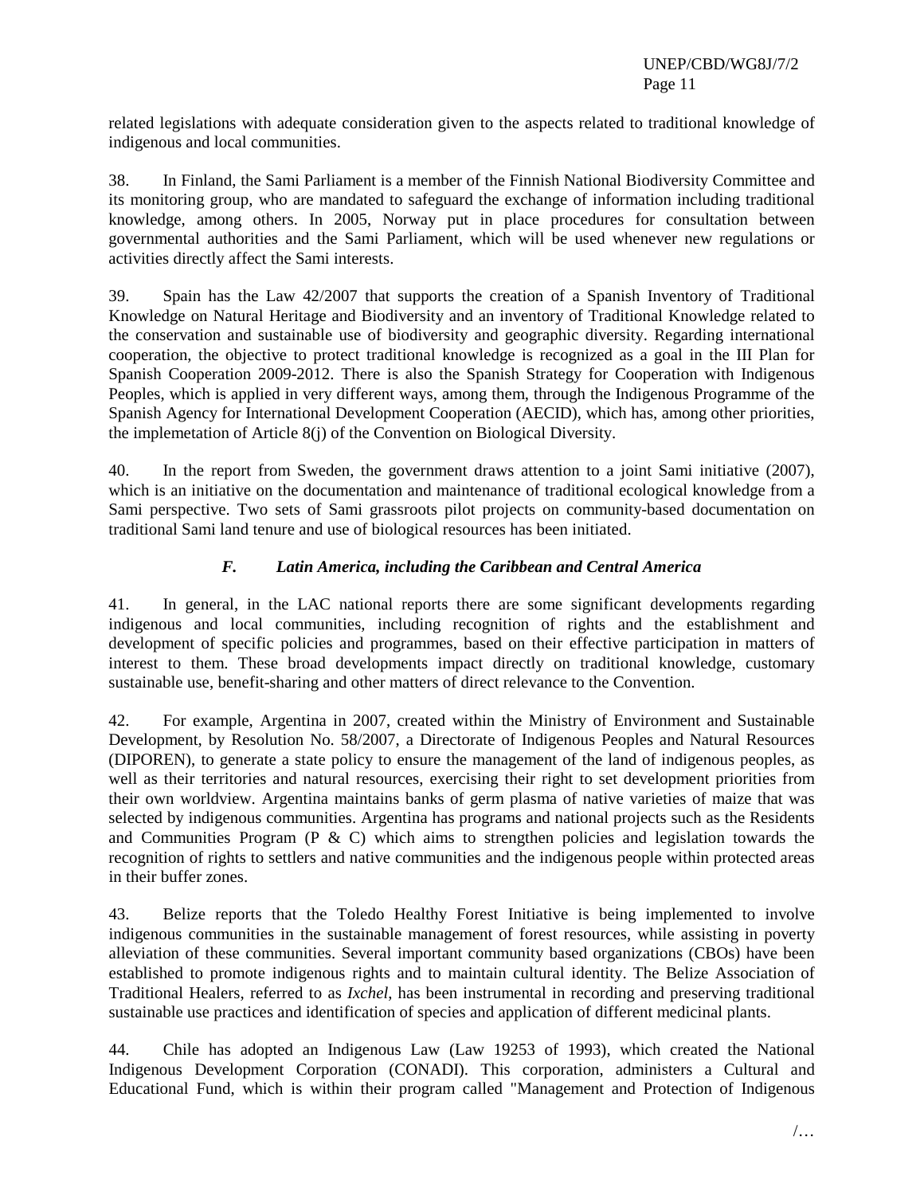related legislations with adequate consideration given to the aspects related to traditional knowledge of indigenous and local communities.

38. In Finland, the Sami Parliament is a member of the Finnish National Biodiversity Committee and its monitoring group, who are mandated to safeguard the exchange of information including traditional knowledge, among others. In 2005, Norway put in place procedures for consultation between governmental authorities and the Sami Parliament, which will be used whenever new regulations or activities directly affect the Sami interests.

39. Spain has the Law 42/2007 that supports the creation of a Spanish Inventory of Traditional Knowledge on Natural Heritage and Biodiversity and an inventory of Traditional Knowledge related to the conservation and sustainable use of biodiversity and geographic diversity. Regarding international cooperation, the objective to protect traditional knowledge is recognized as a goal in the III Plan for Spanish Cooperation 2009-2012. There is also the Spanish Strategy for Cooperation with Indigenous Peoples, which is applied in very different ways, among them, through the Indigenous Programme of the Spanish Agency for International Development Cooperation (AECID), which has, among other priorities, the implemetation of Article 8(j) of the Convention on Biological Diversity.

40. In the report from Sweden, the government draws attention to a joint Sami initiative (2007), which is an initiative on the documentation and maintenance of traditional ecological knowledge from a Sami perspective. Two sets of Sami grassroots pilot projects on community-based documentation on traditional Sami land tenure and use of biological resources has been initiated.

### *F. Latin America, including the Caribbean and Central America*

41. In general, in the LAC national reports there are some significant developments regarding indigenous and local communities, including recognition of rights and the establishment and development of specific policies and programmes, based on their effective participation in matters of interest to them. These broad developments impact directly on traditional knowledge, customary sustainable use, benefit-sharing and other matters of direct relevance to the Convention.

42. For example, Argentina in 2007, created within the Ministry of Environment and Sustainable Development, by Resolution No. 58/2007, a Directorate of Indigenous Peoples and Natural Resources (DIPOREN), to generate a state policy to ensure the management of the land of indigenous peoples, as well as their territories and natural resources, exercising their right to set development priorities from their own worldview. Argentina maintains banks of germ plasma of native varieties of maize that was selected by indigenous communities. Argentina has programs and national projects such as the Residents and Communities Program (P & C) which aims to strengthen policies and legislation towards the recognition of rights to settlers and native communities and the indigenous people within protected areas in their buffer zones.

43. Belize reports that the Toledo Healthy Forest Initiative is being implemented to involve indigenous communities in the sustainable management of forest resources, while assisting in poverty alleviation of these communities. Several important community based organizations (CBOs) have been established to promote indigenous rights and to maintain cultural identity. The Belize Association of Traditional Healers, referred to as *Ixchel*, has been instrumental in recording and preserving traditional sustainable use practices and identification of species and application of different medicinal plants.

44. Chile has adopted an Indigenous Law (Law 19253 of 1993), which created the National Indigenous Development Corporation (CONADI). This corporation, administers a Cultural and Educational Fund, which is within their program called "Management and Protection of Indigenous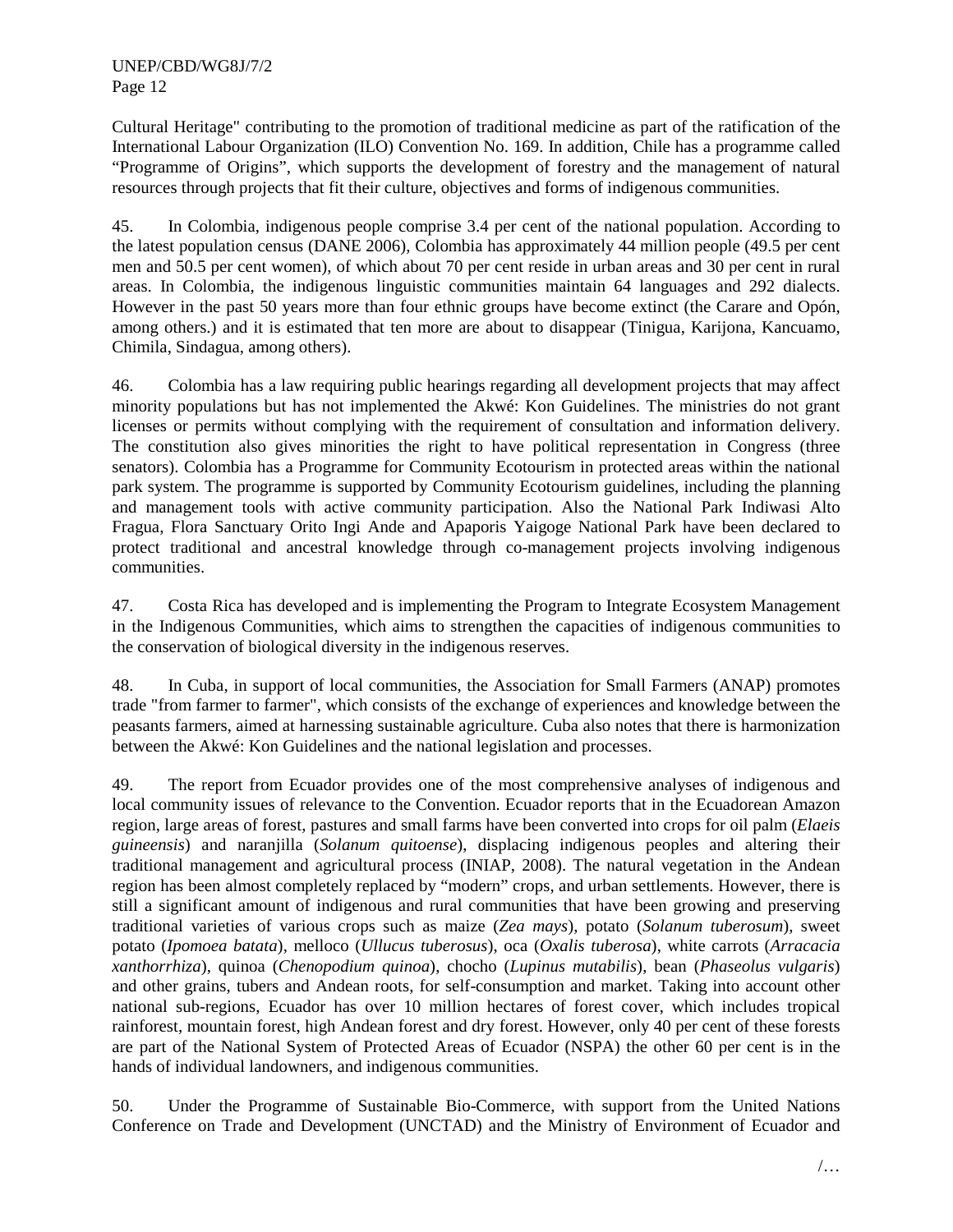Cultural Heritage" contributing to the promotion of traditional medicine as part of the ratification of the International Labour Organization (ILO) Convention No. 169. In addition, Chile has a programme called "Programme of Origins", which supports the development of forestry and the management of natural resources through projects that fit their culture, objectives and forms of indigenous communities.

45. In Colombia, indigenous people comprise 3.4 per cent of the national population. According to the latest population census (DANE 2006), Colombia has approximately 44 million people (49.5 per cent men and 50.5 per cent women), of which about 70 per cent reside in urban areas and 30 per cent in rural areas. In Colombia, the indigenous linguistic communities maintain 64 languages and 292 dialects. However in the past 50 years more than four ethnic groups have become extinct (the Carare and Opón, among others.) and it is estimated that ten more are about to disappear (Tinigua, Karijona, Kancuamo, Chimila, Sindagua, among others).

46. Colombia has a law requiring public hearings regarding all development projects that may affect minority populations but has not implemented the Akwé: Kon Guidelines. The ministries do not grant licenses or permits without complying with the requirement of consultation and information delivery. The constitution also gives minorities the right to have political representation in Congress (three senators). Colombia has a Programme for Community Ecotourism in protected areas within the national park system. The programme is supported by Community Ecotourism guidelines, including the planning and management tools with active community participation. Also the National Park Indiwasi Alto Fragua, Flora Sanctuary Orito Ingi Ande and Apaporis Yaigoge National Park have been declared to protect traditional and ancestral knowledge through co-management projects involving indigenous communities.

47. Costa Rica has developed and is implementing the Program to Integrate Ecosystem Management in the Indigenous Communities, which aims to strengthen the capacities of indigenous communities to the conservation of biological diversity in the indigenous reserves.

48. In Cuba, in support of local communities, the Association for Small Farmers (ANAP) promotes trade "from farmer to farmer", which consists of the exchange of experiences and knowledge between the peasants farmers, aimed at harnessing sustainable agriculture. Cuba also notes that there is harmonization between the Akwé: Kon Guidelines and the national legislation and processes.

49. The report from Ecuador provides one of the most comprehensive analyses of indigenous and local community issues of relevance to the Convention. Ecuador reports that in the Ecuadorean Amazon region, large areas of forest, pastures and small farms have been converted into crops for oil palm (*Elaeis guineensis*) and naranjilla (*Solanum quitoense*), displacing indigenous peoples and altering their traditional management and agricultural process (INIAP, 2008). The natural vegetation in the Andean region has been almost completely replaced by "modern" crops, and urban settlements. However, there is still a significant amount of indigenous and rural communities that have been growing and preserving traditional varieties of various crops such as maize (*Zea mays*), potato (*Solanum tuberosum*), sweet potato (*Ipomoea batata*), melloco (*Ullucus tuberosus*), oca (*Oxalis tuberosa*), white carrots (*Arracacia xanthorrhiza*), quinoa (*Chenopodium quinoa*), chocho (*Lupinus mutabilis*), bean (*Phaseolus vulgaris*) and other grains, tubers and Andean roots, for self-consumption and market. Taking into account other national sub-regions, Ecuador has over 10 million hectares of forest cover, which includes tropical rainforest, mountain forest, high Andean forest and dry forest. However, only 40 per cent of these forests are part of the National System of Protected Areas of Ecuador (NSPA) the other 60 per cent is in the hands of individual landowners, and indigenous communities.

50. Under the Programme of Sustainable Bio-Commerce, with support from the United Nations Conference on Trade and Development (UNCTAD) and the Ministry of Environment of Ecuador and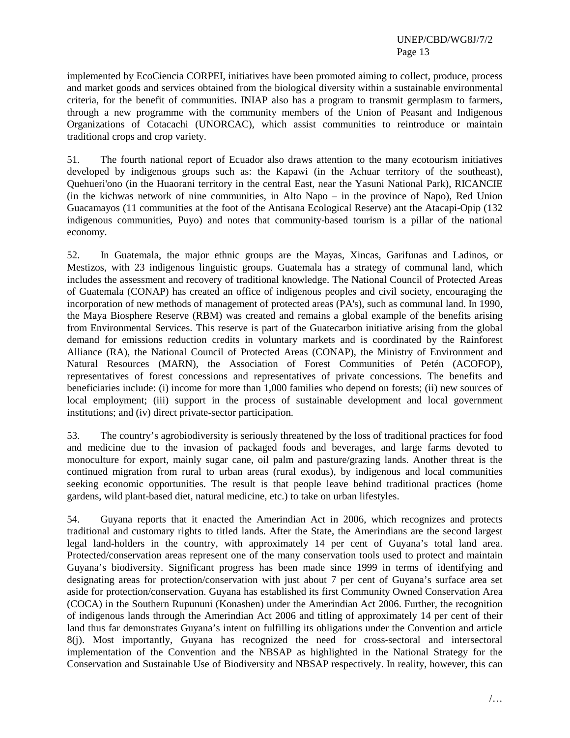implemented by EcoCiencia CORPEI, initiatives have been promoted aiming to collect, produce, process and market goods and services obtained from the biological diversity within a sustainable environmental criteria, for the benefit of communities. INIAP also has a program to transmit germplasm to farmers, through a new programme with the community members of the Union of Peasant and Indigenous Organizations of Cotacachi (UNORCAC), which assist communities to reintroduce or maintain traditional crops and crop variety.

51. The fourth national report of Ecuador also draws attention to the many ecotourism initiatives developed by indigenous groups such as: the Kapawi (in the Achuar territory of the southeast), Quehueri'ono (in the Huaorani territory in the central East, near the Yasuni National Park), RICANCIE (in the kichwas network of nine communities, in Alto Napo – in the province of Napo), Red Union Guacamayos (11 communities at the foot of the Antisana Ecological Reserve) ant the Atacapi-Opip (132 indigenous communities, Puyo) and notes that community-based tourism is a pillar of the national economy.

52. In Guatemala, the major ethnic groups are the Mayas, Xincas, Garifunas and Ladinos, or Mestizos, with 23 indigenous linguistic groups. Guatemala has a strategy of communal land, which includes the assessment and recovery of traditional knowledge. The National Council of Protected Areas of Guatemala (CONAP) has created an office of indigenous peoples and civil society, encouraging the incorporation of new methods of management of protected areas (PA's), such as communal land. In 1990, the Maya Biosphere Reserve (RBM) was created and remains a global example of the benefits arising from Environmental Services. This reserve is part of the Guatecarbon initiative arising from the global demand for emissions reduction credits in voluntary markets and is coordinated by the Rainforest Alliance (RA), the National Council of Protected Areas (CONAP), the Ministry of Environment and Natural Resources (MARN), the Association of Forest Communities of Petén (ACOFOP), representatives of forest concessions and representatives of private concessions. The benefits and beneficiaries include: (i) income for more than 1,000 families who depend on forests; (ii) new sources of local employment; (iii) support in the process of sustainable development and local government institutions; and (iv) direct private-sector participation.

53. The country's agrobiodiversity is seriously threatened by the loss of traditional practices for food and medicine due to the invasion of packaged foods and beverages, and large farms devoted to monoculture for export, mainly sugar cane, oil palm and pasture/grazing lands. Another threat is the continued migration from rural to urban areas (rural exodus), by indigenous and local communities seeking economic opportunities. The result is that people leave behind traditional practices (home gardens, wild plant-based diet, natural medicine, etc.) to take on urban lifestyles.

54. Guyana reports that it enacted the Amerindian Act in 2006, which recognizes and protects traditional and customary rights to titled lands. After the State, the Amerindians are the second largest legal land-holders in the country, with approximately 14 per cent of Guyana's total land area. Protected/conservation areas represent one of the many conservation tools used to protect and maintain Guyana's biodiversity. Significant progress has been made since 1999 in terms of identifying and designating areas for protection/conservation with just about 7 per cent of Guyana's surface area set aside for protection/conservation. Guyana has established its first Community Owned Conservation Area (COCA) in the Southern Rupununi (Konashen) under the Amerindian Act 2006. Further, the recognition of indigenous lands through the Amerindian Act 2006 and titling of approximately 14 per cent of their land thus far demonstrates Guyana's intent on fulfilling its obligations under the Convention and article 8(j). Most importantly, Guyana has recognized the need for cross-sectoral and intersectoral implementation of the Convention and the NBSAP as highlighted in the National Strategy for the Conservation and Sustainable Use of Biodiversity and NBSAP respectively. In reality, however, this can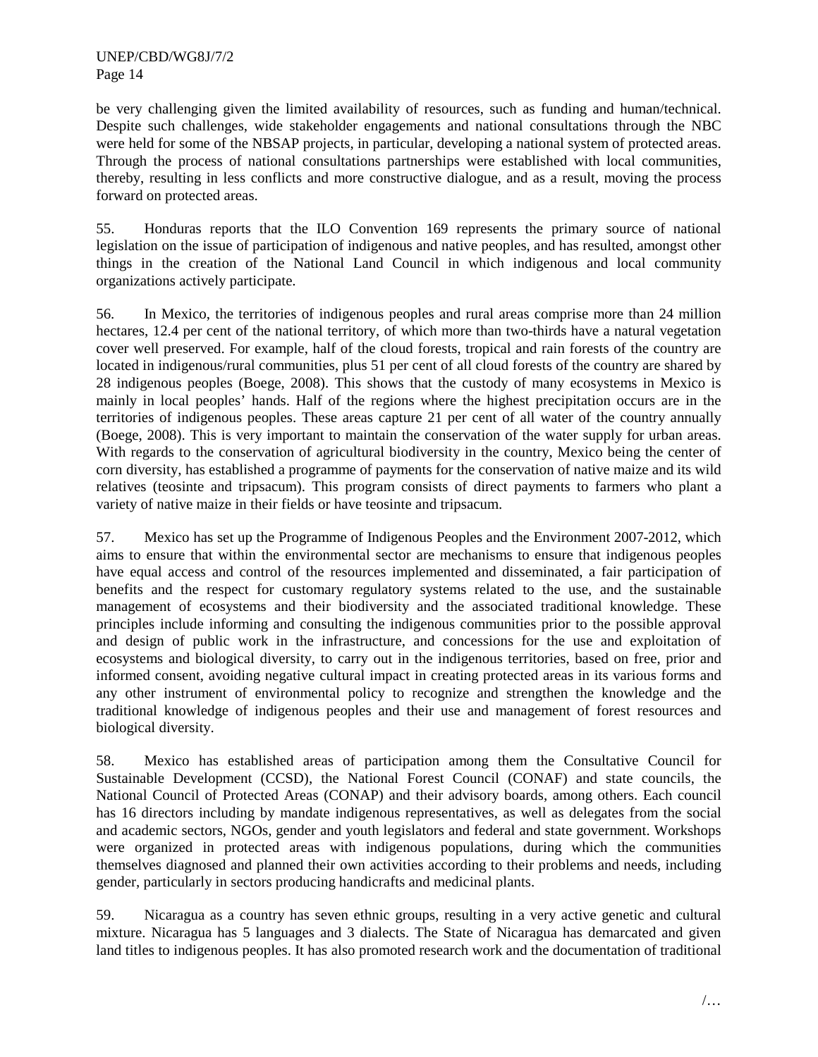be very challenging given the limited availability of resources, such as funding and human/technical. Despite such challenges, wide stakeholder engagements and national consultations through the NBC were held for some of the NBSAP projects, in particular, developing a national system of protected areas. Through the process of national consultations partnerships were established with local communities, thereby, resulting in less conflicts and more constructive dialogue, and as a result, moving the process forward on protected areas.

55. Honduras reports that the ILO Convention 169 represents the primary source of national legislation on the issue of participation of indigenous and native peoples, and has resulted, amongst other things in the creation of the National Land Council in which indigenous and local community organizations actively participate.

56. In Mexico, the territories of indigenous peoples and rural areas comprise more than 24 million hectares, 12.4 per cent of the national territory, of which more than two-thirds have a natural vegetation cover well preserved. For example, half of the cloud forests, tropical and rain forests of the country are located in indigenous/rural communities, plus 51 per cent of all cloud forests of the country are shared by 28 indigenous peoples (Boege, 2008). This shows that the custody of many ecosystems in Mexico is mainly in local peoples' hands. Half of the regions where the highest precipitation occurs are in the territories of indigenous peoples. These areas capture 21 per cent of all water of the country annually (Boege, 2008). This is very important to maintain the conservation of the water supply for urban areas. With regards to the conservation of agricultural biodiversity in the country, Mexico being the center of corn diversity, has established a programme of payments for the conservation of native maize and its wild relatives (teosinte and tripsacum). This program consists of direct payments to farmers who plant a variety of native maize in their fields or have teosinte and tripsacum.

57. Mexico has set up the Programme of Indigenous Peoples and the Environment 2007-2012, which aims to ensure that within the environmental sector are mechanisms to ensure that indigenous peoples have equal access and control of the resources implemented and disseminated, a fair participation of benefits and the respect for customary regulatory systems related to the use, and the sustainable management of ecosystems and their biodiversity and the associated traditional knowledge. These principles include informing and consulting the indigenous communities prior to the possible approval and design of public work in the infrastructure, and concessions for the use and exploitation of ecosystems and biological diversity, to carry out in the indigenous territories, based on free, prior and informed consent, avoiding negative cultural impact in creating protected areas in its various forms and any other instrument of environmental policy to recognize and strengthen the knowledge and the traditional knowledge of indigenous peoples and their use and management of forest resources and biological diversity.

58. Mexico has established areas of participation among them the Consultative Council for Sustainable Development (CCSD), the National Forest Council (CONAF) and state councils, the National Council of Protected Areas (CONAP) and their advisory boards, among others. Each council has 16 directors including by mandate indigenous representatives, as well as delegates from the social and academic sectors, NGOs, gender and youth legislators and federal and state government. Workshops were organized in protected areas with indigenous populations, during which the communities themselves diagnosed and planned their own activities according to their problems and needs, including gender, particularly in sectors producing handicrafts and medicinal plants.

59. Nicaragua as a country has seven ethnic groups, resulting in a very active genetic and cultural mixture. Nicaragua has 5 languages and 3 dialects. The State of Nicaragua has demarcated and given land titles to indigenous peoples. It has also promoted research work and the documentation of traditional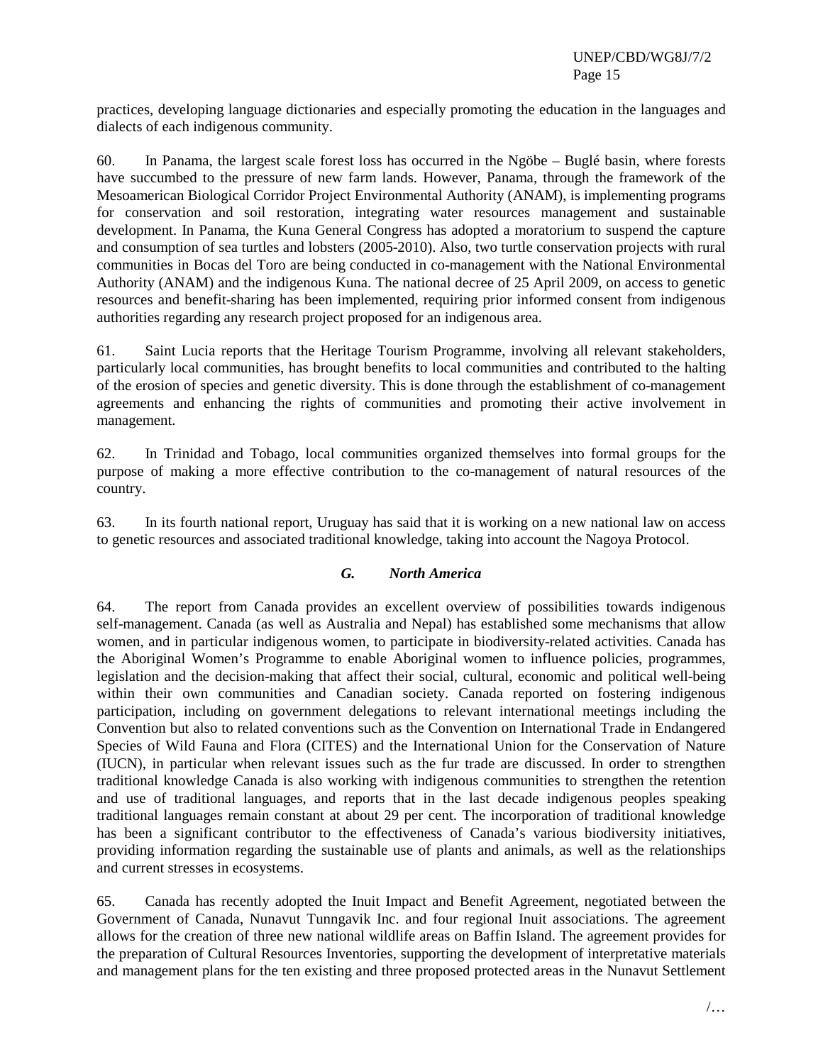practices, developing language dictionaries and especially promoting the education in the languages and dialects of each indigenous community.

60. In Panama, the largest scale forest loss has occurred in the Ngöbe – Buglé basin, where forests have succumbed to the pressure of new farm lands. However, Panama, through the framework of the Mesoamerican Biological Corridor Project Environmental Authority (ANAM), is implementing programs for conservation and soil restoration, integrating water resources management and sustainable development. In Panama, the Kuna General Congress has adopted a moratorium to suspend the capture and consumption of sea turtles and lobsters (2005-2010). Also, two turtle conservation projects with rural communities in Bocas del Toro are being conducted in co-management with the National Environmental Authority (ANAM) and the indigenous Kuna. The national decree of 25 April 2009, on access to genetic resources and benefit-sharing has been implemented, requiring prior informed consent from indigenous authorities regarding any research project proposed for an indigenous area.

61. Saint Lucia reports that the Heritage Tourism Programme, involving all relevant stakeholders, particularly local communities, has brought benefits to local communities and contributed to the halting of the erosion of species and genetic diversity. This is done through the establishment of co-management agreements and enhancing the rights of communities and promoting their active involvement in management.

62. In Trinidad and Tobago, local communities organized themselves into formal groups for the purpose of making a more effective contribution to the co-management of natural resources of the country.

63. In its fourth national report, Uruguay has said that it is working on a new national law on access to genetic resources and associated traditional knowledge, taking into account the Nagoya Protocol.

### *G. North America*

64. The report from Canada provides an excellent overview of possibilities towards indigenous self-management. Canada (as well as Australia and Nepal) has established some mechanisms that allow women, and in particular indigenous women, to participate in biodiversity-related activities. Canada has the Aboriginal Women's Programme to enable Aboriginal women to influence policies, programmes, legislation and the decision-making that affect their social, cultural, economic and political well-being within their own communities and Canadian society. Canada reported on fostering indigenous participation, including on government delegations to relevant international meetings including the Convention but also to related conventions such as the Convention on International Trade in Endangered Species of Wild Fauna and Flora (CITES) and the International Union for the Conservation of Nature (IUCN), in particular when relevant issues such as the fur trade are discussed. In order to strengthen traditional knowledge Canada is also working with indigenous communities to strengthen the retention and use of traditional languages, and reports that in the last decade indigenous peoples speaking traditional languages remain constant at about 29 per cent. The incorporation of traditional knowledge has been a significant contributor to the effectiveness of Canada's various biodiversity initiatives, providing information regarding the sustainable use of plants and animals, as well as the relationships and current stresses in ecosystems.

65. Canada has recently adopted the Inuit Impact and Benefit Agreement, negotiated between the Government of Canada, Nunavut Tunngavik Inc. and four regional Inuit associations. The agreement allows for the creation of three new national wildlife areas on Baffin Island. The agreement provides for the preparation of Cultural Resources Inventories, supporting the development of interpretative materials and management plans for the ten existing and three proposed protected areas in the Nunavut Settlement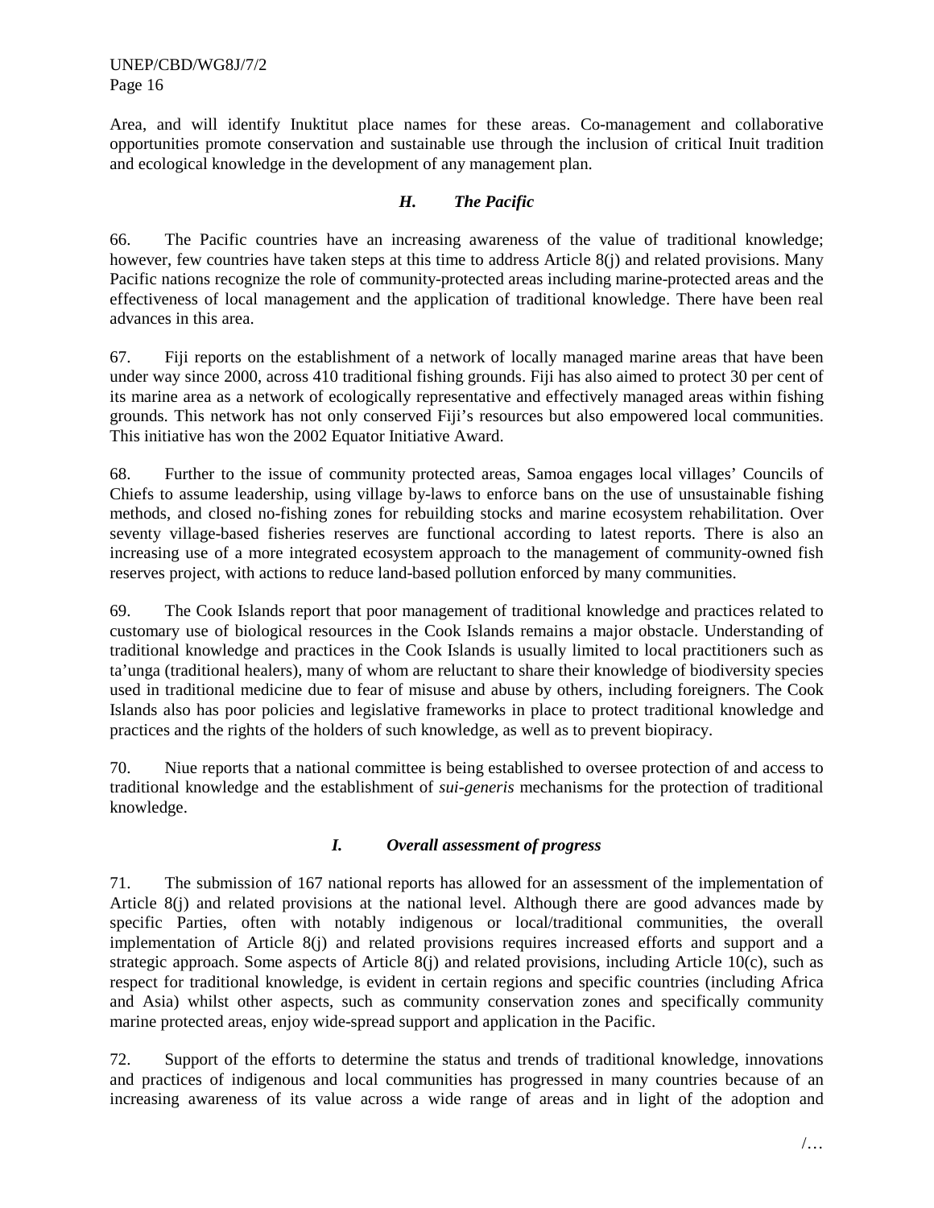Area, and will identify Inuktitut place names for these areas. Co-management and collaborative opportunities promote conservation and sustainable use through the inclusion of critical Inuit tradition and ecological knowledge in the development of any management plan.

### *H. The Pacific*

66. The Pacific countries have an increasing awareness of the value of traditional knowledge; however, few countries have taken steps at this time to address Article 8(j) and related provisions. Many Pacific nations recognize the role of community-protected areas including marine-protected areas and the effectiveness of local management and the application of traditional knowledge. There have been real advances in this area.

67. Fiji reports on the establishment of a network of locally managed marine areas that have been under way since 2000, across 410 traditional fishing grounds. Fiji has also aimed to protect 30 per cent of its marine area as a network of ecologically representative and effectively managed areas within fishing grounds. This network has not only conserved Fiji's resources but also empowered local communities. This initiative has won the 2002 Equator Initiative Award.

68. Further to the issue of community protected areas, Samoa engages local villages' Councils of Chiefs to assume leadership, using village by-laws to enforce bans on the use of unsustainable fishing methods, and closed no-fishing zones for rebuilding stocks and marine ecosystem rehabilitation. Over seventy village-based fisheries reserves are functional according to latest reports. There is also an increasing use of a more integrated ecosystem approach to the management of community-owned fish reserves project, with actions to reduce land-based pollution enforced by many communities.

69. The Cook Islands report that poor management of traditional knowledge and practices related to customary use of biological resources in the Cook Islands remains a major obstacle. Understanding of traditional knowledge and practices in the Cook Islands is usually limited to local practitioners such as ta'unga (traditional healers), many of whom are reluctant to share their knowledge of biodiversity species used in traditional medicine due to fear of misuse and abuse by others, including foreigners. The Cook Islands also has poor policies and legislative frameworks in place to protect traditional knowledge and practices and the rights of the holders of such knowledge, as well as to prevent biopiracy.

70. Niue reports that a national committee is being established to oversee protection of and access to traditional knowledge and the establishment of *sui-generis* mechanisms for the protection of traditional knowledge.

### *I. Overall assessment of progress*

71. The submission of 167 national reports has allowed for an assessment of the implementation of Article 8(j) and related provisions at the national level. Although there are good advances made by specific Parties, often with notably indigenous or local/traditional communities, the overall implementation of Article 8(j) and related provisions requires increased efforts and support and a strategic approach. Some aspects of Article 8(j) and related provisions, including Article 10(c), such as respect for traditional knowledge, is evident in certain regions and specific countries (including Africa and Asia) whilst other aspects, such as community conservation zones and specifically community marine protected areas, enjoy wide-spread support and application in the Pacific.

72. Support of the efforts to determine the status and trends of traditional knowledge, innovations and practices of indigenous and local communities has progressed in many countries because of an increasing awareness of its value across a wide range of areas and in light of the adoption and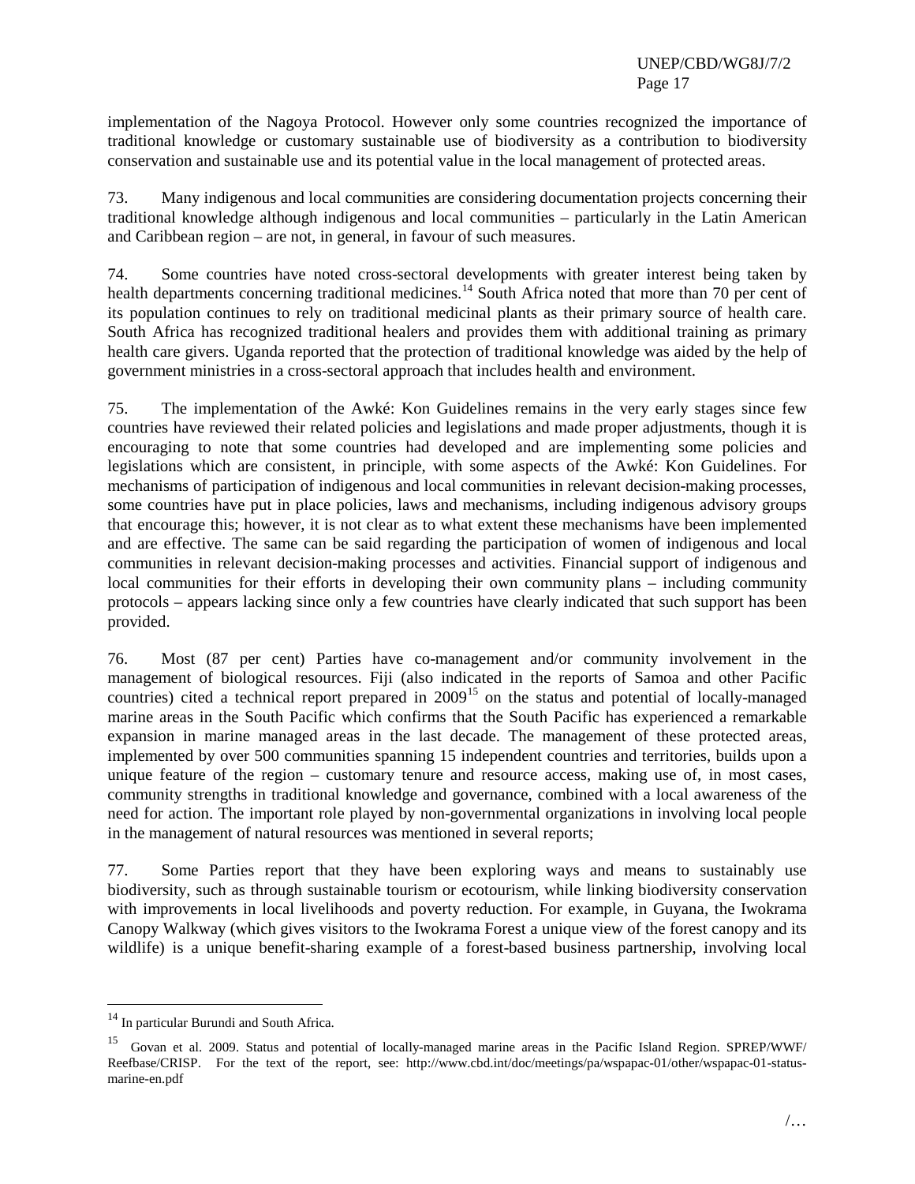implementation of the Nagoya Protocol. However only some countries recognized the importance of traditional knowledge or customary sustainable use of biodiversity as a contribution to biodiversity conservation and sustainable use and its potential value in the local management of protected areas.

73. Many indigenous and local communities are considering documentation projects concerning their traditional knowledge although indigenous and local communities – particularly in the Latin American and Caribbean region – are not, in general, in favour of such measures.

74. Some countries have noted cross-sectoral developments with greater interest being taken by health departments concerning traditional medicines.[14] South Africa noted that more than 70 per cent of its population continues to rely on traditional medicinal plants as their primary source of health care. South Africa has recognized traditional healers and provides them with additional training as primary health care givers. Uganda reported that the protection of traditional knowledge was aided by the help of government ministries in a cross-sectoral approach that includes health and environment.

75. The implementation of the Awké: Kon Guidelines remains in the very early stages since few countries have reviewed their related policies and legislations and made proper adjustments, though it is encouraging to note that some countries had developed and are implementing some policies and legislations which are consistent, in principle, with some aspects of the Awké: Kon Guidelines. For mechanisms of participation of indigenous and local communities in relevant decision-making processes, some countries have put in place policies, laws and mechanisms, including indigenous advisory groups that encourage this; however, it is not clear as to what extent these mechanisms have been implemented and are effective. The same can be said regarding the participation of women of indigenous and local communities in relevant decision-making processes and activities. Financial support of indigenous and local communities for their efforts in developing their own community plans – including community protocols – appears lacking since only a few countries have clearly indicated that such support has been provided.

76. Most (87 per cent) Parties have co-management and/or community involvement in the management of biological resources. Fiji (also indicated in the reports of Samoa and other Pacific countries) cited a technical report prepared in 2009[15] on the status and potential of locally-managed marine areas in the South Pacific which confirms that the South Pacific has experienced a remarkable expansion in marine managed areas in the last decade. The management of these protected areas, implemented by over 500 communities spanning 15 independent countries and territories, builds upon a unique feature of the region – customary tenure and resource access, making use of, in most cases, community strengths in traditional knowledge and governance, combined with a local awareness of the need for action. The important role played by non-governmental organizations in involving local people in the management of natural resources was mentioned in several reports;

77. Some Parties report that they have been exploring ways and means to sustainably use biodiversity, such as through sustainable tourism or ecotourism, while linking biodiversity conservation with improvements in local livelihoods and poverty reduction. For example, in Guyana, the Iwokrama Canopy Walkway (which gives visitors to the Iwokrama Forest a unique view of the forest canopy and its wildlife) is a unique benefit-sharing example of a forest-based business partnership, involving local

---

[14] In particular Burundi and South Africa.

[15] Govan et al. 2009. Status and potential of locally-managed marine areas in the Pacific Island Region. SPREP/WWF/ Reefbase/CRISP. For the text of the report, see: http://www.cbd.int/doc/meetings/pa/wspapac-01/other/wspapac-01-status-marine-en.pdf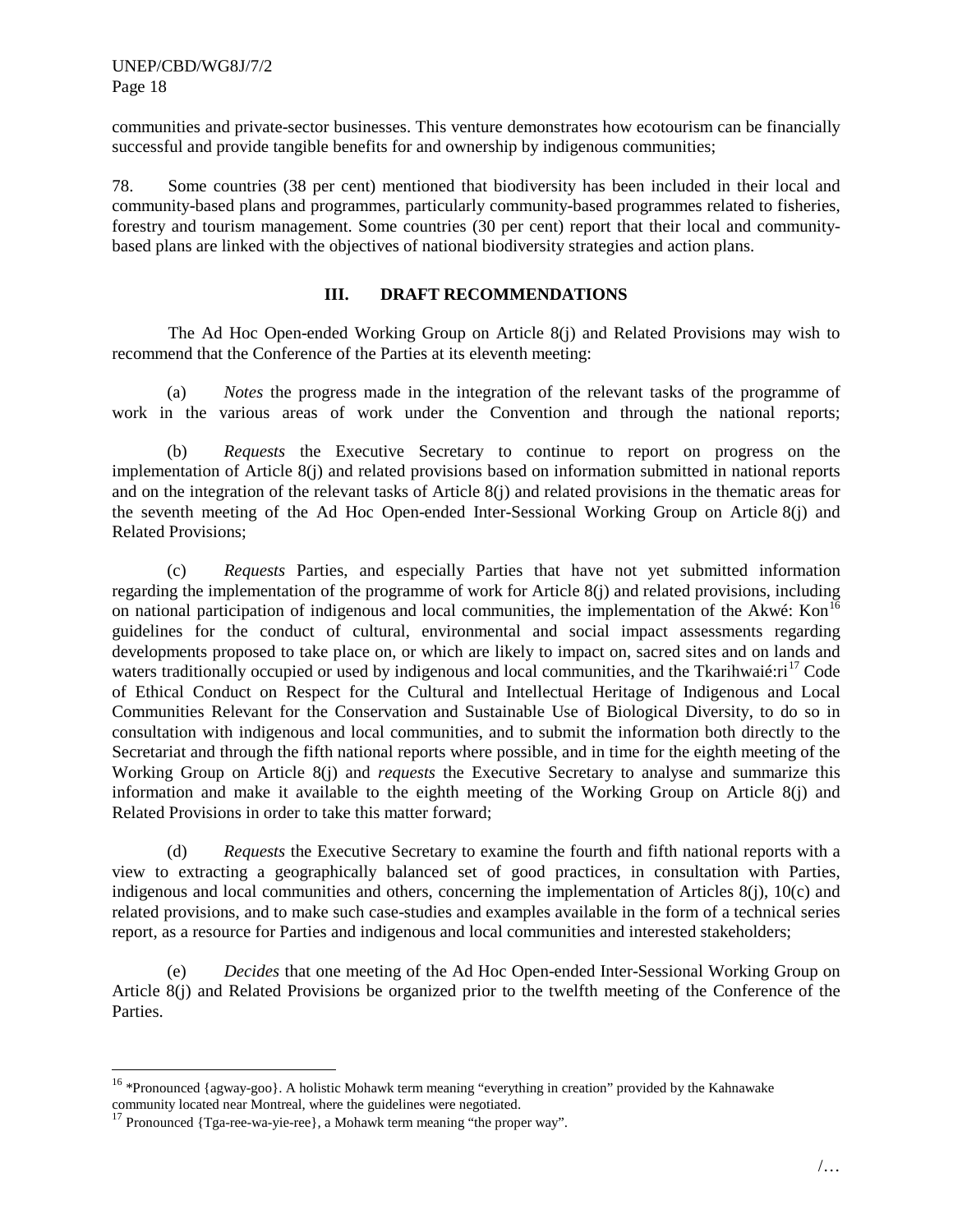communities and private-sector businesses. This venture demonstrates how ecotourism can be financially successful and provide tangible benefits for and ownership by indigenous communities;

78. Some countries (38 per cent) mentioned that biodiversity has been included in their local and community-based plans and programmes, particularly community-based programmes related to fisheries, forestry and tourism management. Some countries (30 per cent) report that their local and community-based plans are linked with the objectives of national biodiversity strategies and action plans.

## III. DRAFT RECOMMENDATIONS

The Ad Hoc Open-ended Working Group on Article 8(j) and Related Provisions may wish to recommend that the Conference of the Parties at its eleventh meeting:

(a) *Notes* the progress made in the integration of the relevant tasks of the programme of work in the various areas of work under the Convention and through the national reports;

(b) *Requests* the Executive Secretary to continue to report on progress on the implementation of Article 8(j) and related provisions based on information submitted in national reports and on the integration of the relevant tasks of Article 8(j) and related provisions in the thematic areas for the seventh meeting of the Ad Hoc Open-ended Inter-Sessional Working Group on Article 8(j) and Related Provisions;

(c) *Requests* Parties, and especially Parties that have not yet submitted information regarding the implementation of the programme of work for Article 8(j) and related provisions, including on national participation of indigenous and local communities, the implementation of the Akwé: Kon[16] guidelines for the conduct of cultural, environmental and social impact assessments regarding developments proposed to take place on, or which are likely to impact on, sacred sites and on lands and waters traditionally occupied or used by indigenous and local communities, and the Tkarihwaié:ri[17] Code of Ethical Conduct on Respect for the Cultural and Intellectual Heritage of Indigenous and Local Communities Relevant for the Conservation and Sustainable Use of Biological Diversity, to do so in consultation with indigenous and local communities, and to submit the information both directly to the Secretariat and through the fifth national reports where possible, and in time for the eighth meeting of the Working Group on Article 8(j) and *requests* the Executive Secretary to analyse and summarize this information and make it available to the eighth meeting of the Working Group on Article 8(j) and Related Provisions in order to take this matter forward;

(d) *Requests* the Executive Secretary to examine the fourth and fifth national reports with a view to extracting a geographically balanced set of good practices, in consultation with Parties, indigenous and local communities and others, concerning the implementation of Articles 8(j), 10(c) and related provisions, and to make such case-studies and examples available in the form of a technical series report, as a resource for Parties and indigenous and local communities and interested stakeholders;

(e) *Decides* that one meeting of the Ad Hoc Open-ended Inter-Sessional Working Group on Article 8(j) and Related Provisions be organized prior to the twelfth meeting of the Conference of the Parties.

---

[16] *Pronounced {agway-goo}. A holistic Mohawk term meaning "everything in creation" provided by the Kahnawake community located near Montreal, where the guidelines were negotiated.

[17] Pronounced {Tga-ree-wa-yie-ree}, a Mohawk term meaning "the proper way".